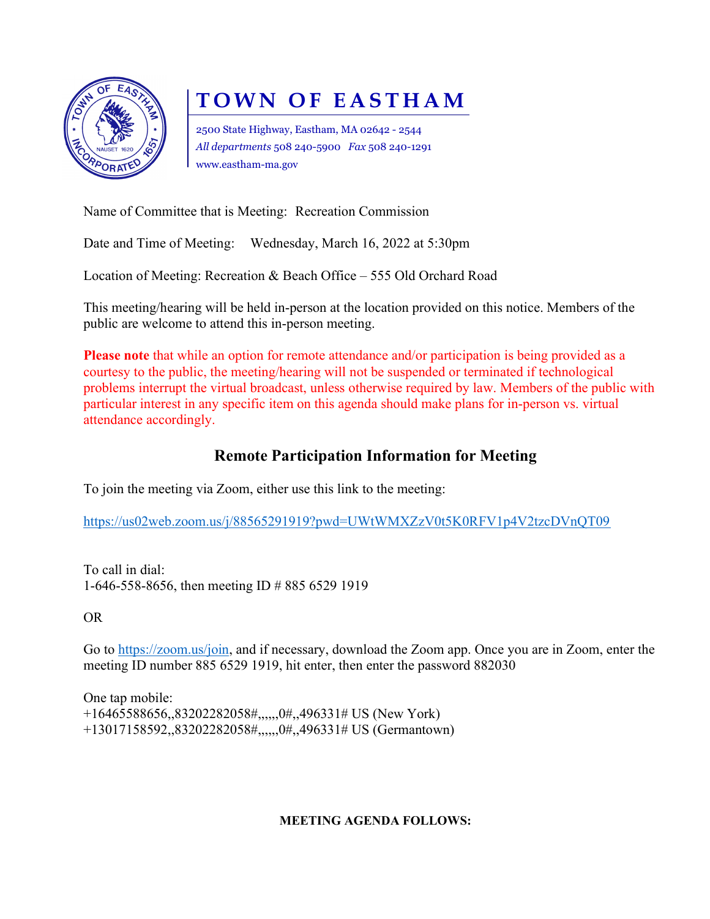# TOWN OF EASTHAM

2500 State Highway, Eastham, MA 02642 - 2544
*All departments* 508 240-5900 *Fax* 508 240-1291
www.eastham-ma.gov

Name of Committee that is Meeting: Recreation Commission

Date and Time of Meeting: Wednesday, March 16, 2022 at 5:30pm

Location of Meeting: Recreation & Beach Office – 555 Old Orchard Road

This meeting/hearing will be held in-person at the location provided on this notice. Members of the public are welcome to attend this in-person meeting.

**Please note** that while an option for remote attendance and/or participation is being provided as a courtesy to the public, the meeting/hearing will not be suspended or terminated if technological problems interrupt the virtual broadcast, unless otherwise required by law. Members of the public with particular interest in any specific item on this agenda should make plans for in-person vs. virtual attendance accordingly.

## Remote Participation Information for Meeting

To join the meeting via Zoom, either use this link to the meeting:

https://us02web.zoom.us/j/88565291919?pwd=UWtWMXZzV0t5K0RFV1p4V2tzcDVnQT09

To call in dial:
1-646-558-8656, then meeting ID # 885 6529 1919

OR

Go to https://zoom.us/join, and if necessary, download the Zoom app. Once you are in Zoom, enter the meeting ID number 885 6529 1919, hit enter, then enter the password 882030

One tap mobile:
+16465588656,,83202282058#,,,,,,0#,,496331# US (New York)
+13017158592,,83202282058#,,,,,,0#,,496331# US (Germantown)

**MEETING AGENDA FOLLOWS:**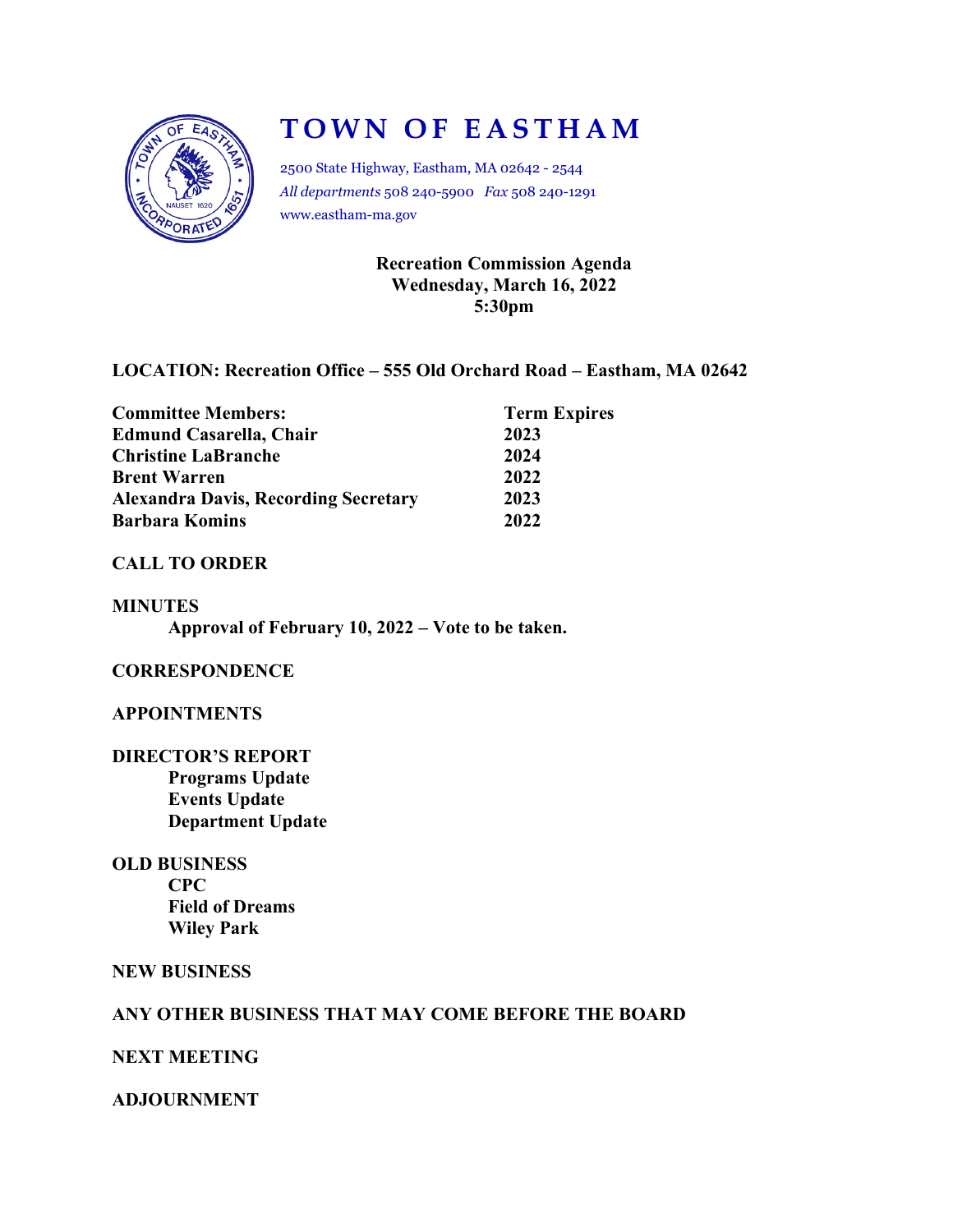# TOWN OF EASTHAM

2500 State Highway, Eastham, MA 02642 - 2544
*All departments* 508 240-5900 *Fax* 508 240-1291
www.eastham-ma.gov

**Recreation Commission Agenda**
**Wednesday, March 16, 2022**
**5:30pm**

**LOCATION: Recreation Office – 555 Old Orchard Road – Eastham, MA 02642**

| Committee Members: | Term Expires |
|---|---|
| Edmund Casarella, Chair | 2023 |
| Christine LaBranche | 2024 |
| Brent Warren | 2022 |
| Alexandra Davis, Recording Secretary | 2023 |
| Barbara Komins | 2022 |

**CALL TO ORDER**

**MINUTES**

**Approval of February 10, 2022 – Vote to be taken.**

**CORRESPONDENCE**

**APPOINTMENTS**

**DIRECTOR'S REPORT**

**Programs Update**
**Events Update**
**Department Update**

**OLD BUSINESS**

**CPC**
**Field of Dreams**
**Wiley Park**

**NEW BUSINESS**

**ANY OTHER BUSINESS THAT MAY COME BEFORE THE BOARD**

**NEXT MEETING**

**ADJOURNMENT**